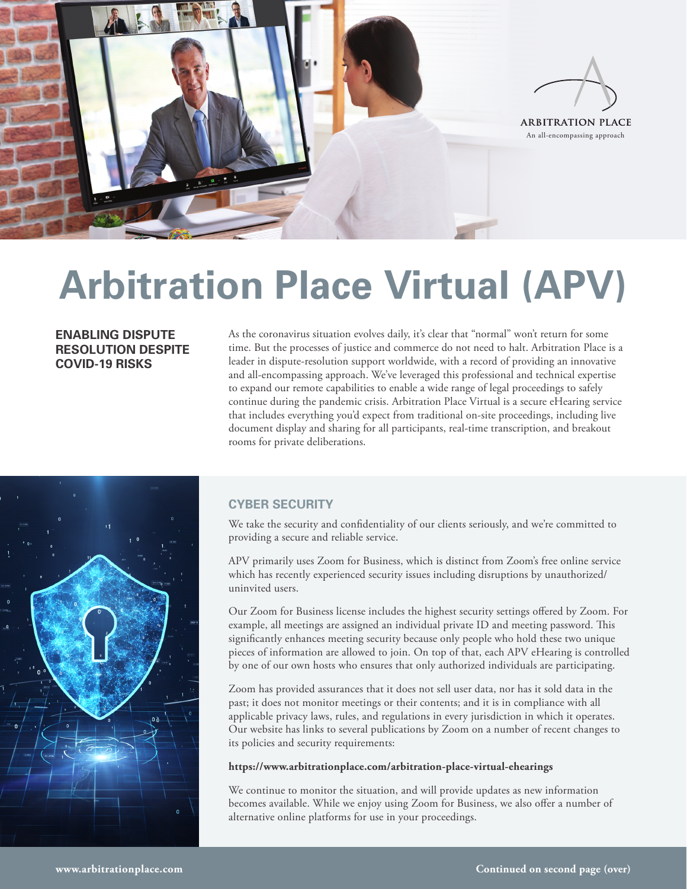ARBITRATION PLACE

An all-encompassing approach

# Arbitration Place Virtual (APV)

## ENABLING DISPUTE RESOLUTION DESPITE COVID-19 RISKS

As the coronavirus situation evolves daily, it's clear that "normal" won't return for some time. But the processes of justice and commerce do not need to halt. Arbitration Place is a leader in dispute-resolution support worldwide, with a record of providing an innovative and all-encompassing approach. We've leveraged this professional and technical expertise to expand our remote capabilities to enable a wide range of legal proceedings to safely continue during the pandemic crisis. Arbitration Place Virtual is a secure eHearing service that includes everything you'd expect from traditional on-site proceedings, including live document display and sharing for all participants, real-time transcription, and breakout rooms for private deliberations.

## CYBER SECURITY

We take the security and confidentiality of our clients seriously, and we're committed to providing a secure and reliable service.

APV primarily uses Zoom for Business, which is distinct from Zoom's free online service which has recently experienced security issues including disruptions by unauthorized/uninvited users.

Our Zoom for Business license includes the highest security settings offered by Zoom. For example, all meetings are assigned an individual private ID and meeting password. This significantly enhances meeting security because only people who hold these two unique pieces of information are allowed to join. On top of that, each APV eHearing is controlled by one of our own hosts who ensures that only authorized individuals are participating.

Zoom has provided assurances that it does not sell user data, nor has it sold data in the past; it does not monitor meetings or their contents; and it is in compliance with all applicable privacy laws, rules, and regulations in every jurisdiction in which it operates. Our website has links to several publications by Zoom on a number of recent changes to its policies and security requirements:

**https://www.arbitrationplace.com/arbitration-place-virtual-ehearings**

We continue to monitor the situation, and will provide updates as new information becomes available. While we enjoy using Zoom for Business, we also offer a number of alternative online platforms for use in your proceedings.

**www.arbitrationplace.com**

**Continued on second page (over)**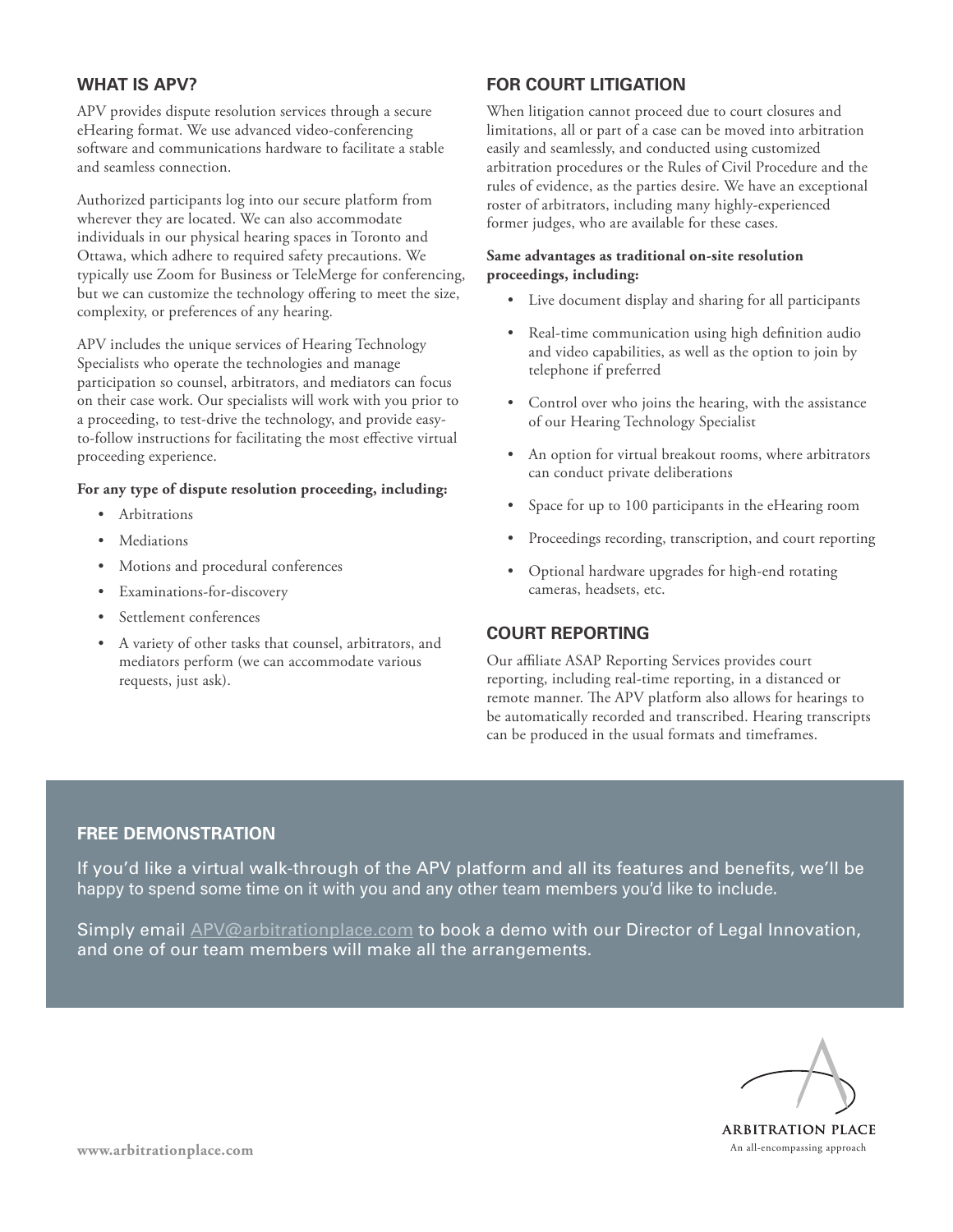## WHAT IS APV?

APV provides dispute resolution services through a secure eHearing format. We use advanced video-conferencing software and communications hardware to facilitate a stable and seamless connection.

Authorized participants log into our secure platform from wherever they are located. We can also accommodate individuals in our physical hearing spaces in Toronto and Ottawa, which adhere to required safety precautions. We typically use Zoom for Business or TeleMerge for conferencing, but we can customize the technology offering to meet the size, complexity, or preferences of any hearing.

APV includes the unique services of Hearing Technology Specialists who operate the technologies and manage participation so counsel, arbitrators, and mediators can focus on their case work. Our specialists will work with you prior to a proceeding, to test-drive the technology, and provide easy-to-follow instructions for facilitating the most effective virtual proceeding experience.

**For any type of dispute resolution proceeding, including:**

- Arbitrations
- Mediations
- Motions and procedural conferences
- Examinations-for-discovery
- Settlement conferences
- A variety of other tasks that counsel, arbitrators, and mediators perform (we can accommodate various requests, just ask).

## FOR COURT LITIGATION

When litigation cannot proceed due to court closures and limitations, all or part of a case can be moved into arbitration easily and seamlessly, and conducted using customized arbitration procedures or the Rules of Civil Procedure and the rules of evidence, as the parties desire. We have an exceptional roster of arbitrators, including many highly-experienced former judges, who are available for these cases.

**Same advantages as traditional on-site resolution proceedings, including:**

- Live document display and sharing for all participants
- Real-time communication using high definition audio and video capabilities, as well as the option to join by telephone if preferred
- Control over who joins the hearing, with the assistance of our Hearing Technology Specialist
- An option for virtual breakout rooms, where arbitrators can conduct private deliberations
- Space for up to 100 participants in the eHearing room
- Proceedings recording, transcription, and court reporting
- Optional hardware upgrades for high-end rotating cameras, headsets, etc.

## COURT REPORTING

Our affiliate ASAP Reporting Services provides court reporting, including real-time reporting, in a distanced or remote manner. The APV platform also allows for hearings to be automatically recorded and transcribed. Hearing transcripts can be produced in the usual formats and timeframes.

## FREE DEMONSTRATION

If you'd like a virtual walk-through of the APV platform and all its features and benefits, we'll be happy to spend some time on it with you and any other team members you'd like to include.

Simply email APV@arbitrationplace.com to book a demo with our Director of Legal Innovation, and one of our team members will make all the arrangements.

ARBITRATION PLACE

An all-encompassing approach

www.arbitrationplace.com